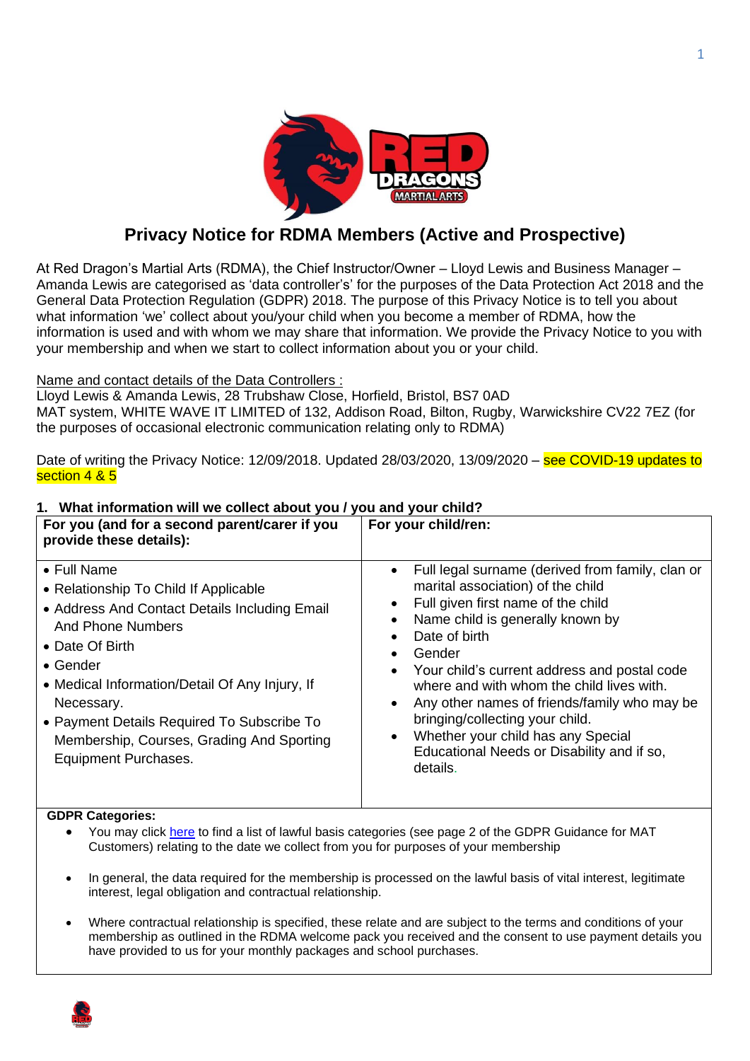# Privacy Notice for RDMA Members (Active and Prospective)

At Red Dragon's Martial Arts (RDMA), the Chief Instructor/Owner – Lloyd Lewis and Business Manager – Amanda Lewis are categorised as 'data controller's' for the purposes of the Data Protection Act 2018 and the General Data Protection Regulation (GDPR) 2018. The purpose of this Privacy Notice is to tell you about what information 'we' collect about you/your child when you become a member of RDMA, how the information is used and with whom we may share that information. We provide the Privacy Notice to you with your membership and when we start to collect information about you or your child.

Name and contact details of the Data Controllers :
Lloyd Lewis & Amanda Lewis, 28 Trubshaw Close, Horfield, Bristol, BS7 0AD
MAT system, WHITE WAVE IT LIMITED of 132, Addison Road, Bilton, Rugby, Warwickshire CV22 7EZ (for the purposes of occasional electronic communication relating only to RDMA)

Date of writing the Privacy Notice: 12/09/2018. Updated 28/03/2020, 13/09/2020 – see COVID-19 updates to section 4 & 5

## 1. What information will we collect about you / you and your child?

| For you (and for a second parent/carer if you provide these details): | For your child/ren: |
|---|---|
| • Full Name<br>• Relationship To Child If Applicable<br>• Address And Contact Details Including Email And Phone Numbers<br>• Date Of Birth<br>• Gender<br>• Medical Information/Detail Of Any Injury, If Necessary.<br>• Payment Details Required To Subscribe To Membership, Courses, Grading And Sporting Equipment Purchases. | • Full legal surname (derived from family, clan or marital association) of the child<br>• Full given first name of the child<br>• Name child is generally known by<br>• Date of birth<br>• Gender<br>• Your child's current address and postal code where and with whom the child lives with.<br>• Any other names of friends/family who may be bringing/collecting your child.<br>• Whether your child has any Special Educational Needs or Disability and if so, details. |

**GDPR Categories:**

- You may click here to find a list of lawful basis categories (see page 2 of the GDPR Guidance for MAT Customers) relating to the date we collect from you for purposes of your membership
- In general, the data required for the membership is processed on the lawful basis of vital interest, legitimate interest, legal obligation and contractual relationship.
- Where contractual relationship is specified, these relate and are subject to the terms and conditions of your membership as outlined in the RDMA welcome pack you received and the consent to use payment details you have provided to us for your monthly packages and school purchases.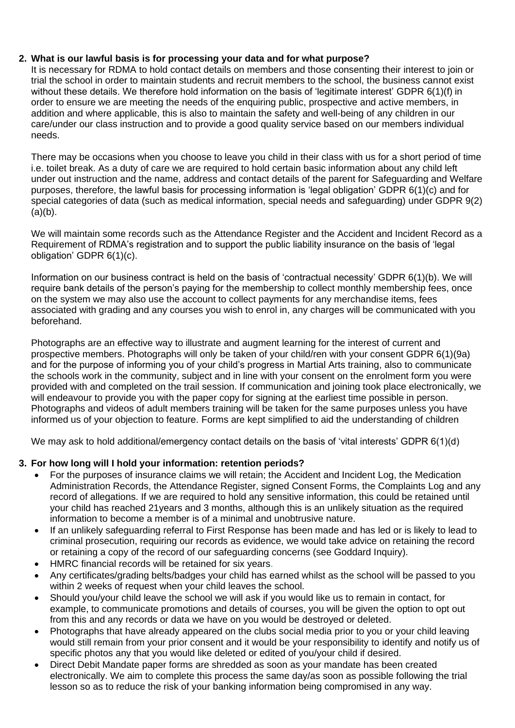## 2. What is our lawful basis is for processing your data and for what purpose?

It is necessary for RDMA to hold contact details on members and those consenting their interest to join or trial the school in order to maintain students and recruit members to the school, the business cannot exist without these details. We therefore hold information on the basis of 'legitimate interest' GDPR 6(1)(f) in order to ensure we are meeting the needs of the enquiring public, prospective and active members, in addition and where applicable, this is also to maintain the safety and well-being of any children in our care/under our class instruction and to provide a good quality service based on our members individual needs.

There may be occasions when you choose to leave you child in their class with us for a short period of time i.e. toilet break. As a duty of care we are required to hold certain basic information about any child left under out instruction and the name, address and contact details of the parent for Safeguarding and Welfare purposes, therefore, the lawful basis for processing information is 'legal obligation' GDPR 6(1)(c) and for special categories of data (such as medical information, special needs and safeguarding) under GDPR 9(2)(a)(b).

We will maintain some records such as the Attendance Register and the Accident and Incident Record as a Requirement of RDMA's registration and to support the public liability insurance on the basis of 'legal obligation' GDPR 6(1)(c).

Information on our business contract is held on the basis of 'contractual necessity' GDPR 6(1)(b). We will require bank details of the person's paying for the membership to collect monthly membership fees, once on the system we may also use the account to collect payments for any merchandise items, fees associated with grading and any courses you wish to enrol in, any charges will be communicated with you beforehand.

Photographs are an effective way to illustrate and augment learning for the interest of current and prospective members. Photographs will only be taken of your child/ren with your consent GDPR 6(1)(9a) and for the purpose of informing you of your child's progress in Martial Arts training, also to communicate the schools work in the community, subject and in line with your consent on the enrolment form you were provided with and completed on the trail session. If communication and joining took place electronically, we will endeavour to provide you with the paper copy for signing at the earliest time possible in person. Photographs and videos of adult members training will be taken for the same purposes unless you have informed us of your objection to feature. Forms are kept simplified to aid the understanding of children

We may ask to hold additional/emergency contact details on the basis of 'vital interests' GDPR 6(1)(d)

## 3. For how long will I hold your information: retention periods?

- For the purposes of insurance claims we will retain; the Accident and Incident Log, the Medication Administration Records, the Attendance Register, signed Consent Forms, the Complaints Log and any record of allegations. If we are required to hold any sensitive information, this could be retained until your child has reached 21years and 3 months, although this is an unlikely situation as the required information to become a member is of a minimal and unobtrusive nature.
- If an unlikely safeguarding referral to First Response has been made and has led or is likely to lead to criminal prosecution, requiring our records as evidence, we would take advice on retaining the record or retaining a copy of the record of our safeguarding concerns (see Goddard Inquiry).
- HMRC financial records will be retained for six years.
- Any certificates/grading belts/badges your child has earned whilst as the school will be passed to you within 2 weeks of request when your child leaves the school.
- Should you/your child leave the school we will ask if you would like us to remain in contact, for example, to communicate promotions and details of courses, you will be given the option to opt out from this and any records or data we have on you would be destroyed or deleted.
- Photographs that have already appeared on the clubs social media prior to you or your child leaving would still remain from your prior consent and it would be your responsibility to identify and notify us of specific photos any that you would like deleted or edited of you/your child if desired.
- Direct Debit Mandate paper forms are shredded as soon as your mandate has been created electronically. We aim to complete this process the same day/as soon as possible following the trial lesson so as to reduce the risk of your banking information being compromised in any way.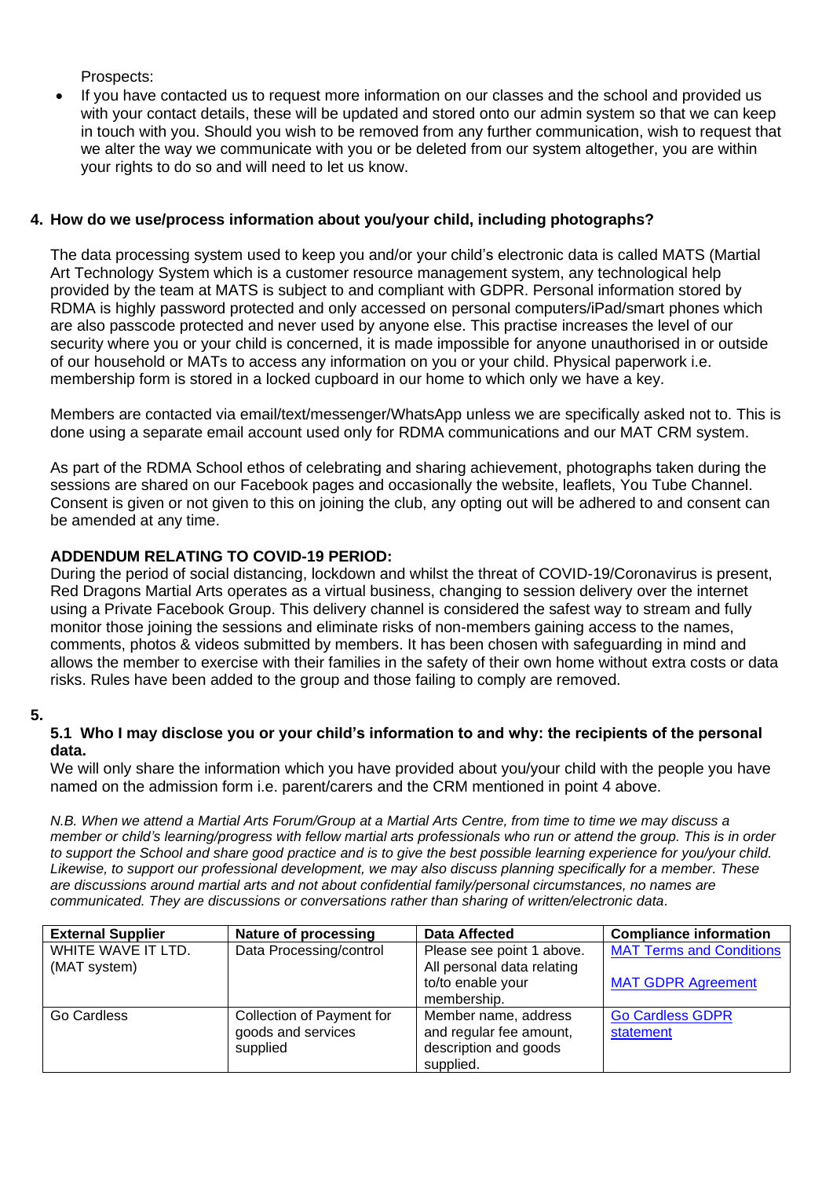Prospects:

- If you have contacted us to request more information on our classes and the school and provided us with your contact details, these will be updated and stored onto our admin system so that we can keep in touch with you. Should you wish to be removed from any further communication, wish to request that we alter the way we communicate with you or be deleted from our system altogether, you are within your rights to do so and will need to let us know.

## 4. How do we use/process information about you/your child, including photographs?

The data processing system used to keep you and/or your child's electronic data is called MATS (Martial Art Technology System which is a customer resource management system, any technological help provided by the team at MATS is subject to and compliant with GDPR. Personal information stored by RDMA is highly password protected and only accessed on personal computers/iPad/smart phones which are also passcode protected and never used by anyone else. This practise increases the level of our security where you or your child is concerned, it is made impossible for anyone unauthorised in or outside of our household or MATs to access any information on you or your child. Physical paperwork i.e. membership form is stored in a locked cupboard in our home to which only we have a key.

Members are contacted via email/text/messenger/WhatsApp unless we are specifically asked not to. This is done using a separate email account used only for RDMA communications and our MAT CRM system.

As part of the RDMA School ethos of celebrating and sharing achievement, photographs taken during the sessions are shared on our Facebook pages and occasionally the website, leaflets, You Tube Channel. Consent is given or not given to this on joining the club, any opting out will be adhered to and consent can be amended at any time.

**ADDENDUM RELATING TO COVID-19 PERIOD:**
During the period of social distancing, lockdown and whilst the threat of COVID-19/Coronavirus is present, Red Dragons Martial Arts operates as a virtual business, changing to session delivery over the internet using a Private Facebook Group. This delivery channel is considered the safest way to stream and fully monitor those joining the sessions and eliminate risks of non-members gaining access to the names, comments, photos & videos submitted by members. It has been chosen with safeguarding in mind and allows the member to exercise with their families in the safety of their own home without extra costs or data risks. Rules have been added to the group and those failing to comply are removed.

## 5.

### 5.1 Who I may disclose you or your child's information to and why: the recipients of the personal data.

We will only share the information which you have provided about you/your child with the people you have named on the admission form i.e. parent/carers and the CRM mentioned in point 4 above.

*N.B. When we attend a Martial Arts Forum/Group at a Martial Arts Centre, from time to time we may discuss a member or child's learning/progress with fellow martial arts professionals who run or attend the group. This is in order to support the School and share good practice and is to give the best possible learning experience for you/your child. Likewise, to support our professional development, we may also discuss planning specifically for a member. These are discussions around martial arts and not about confidential family/personal circumstances, no names are communicated. They are discussions or conversations rather than sharing of written/electronic data.*

| External Supplier | Nature of processing | Data Affected | Compliance information |
|---|---|---|---|
| WHITE WAVE IT LTD. (MAT system) | Data Processing/control | Please see point 1 above. All personal data relating to/to enable your membership. | MAT Terms and Conditions<br><br>MAT GDPR Agreement |
| Go Cardless | Collection of Payment for goods and services supplied | Member name, address and regular fee amount, description and goods supplied. | Go Cardless GDPR statement |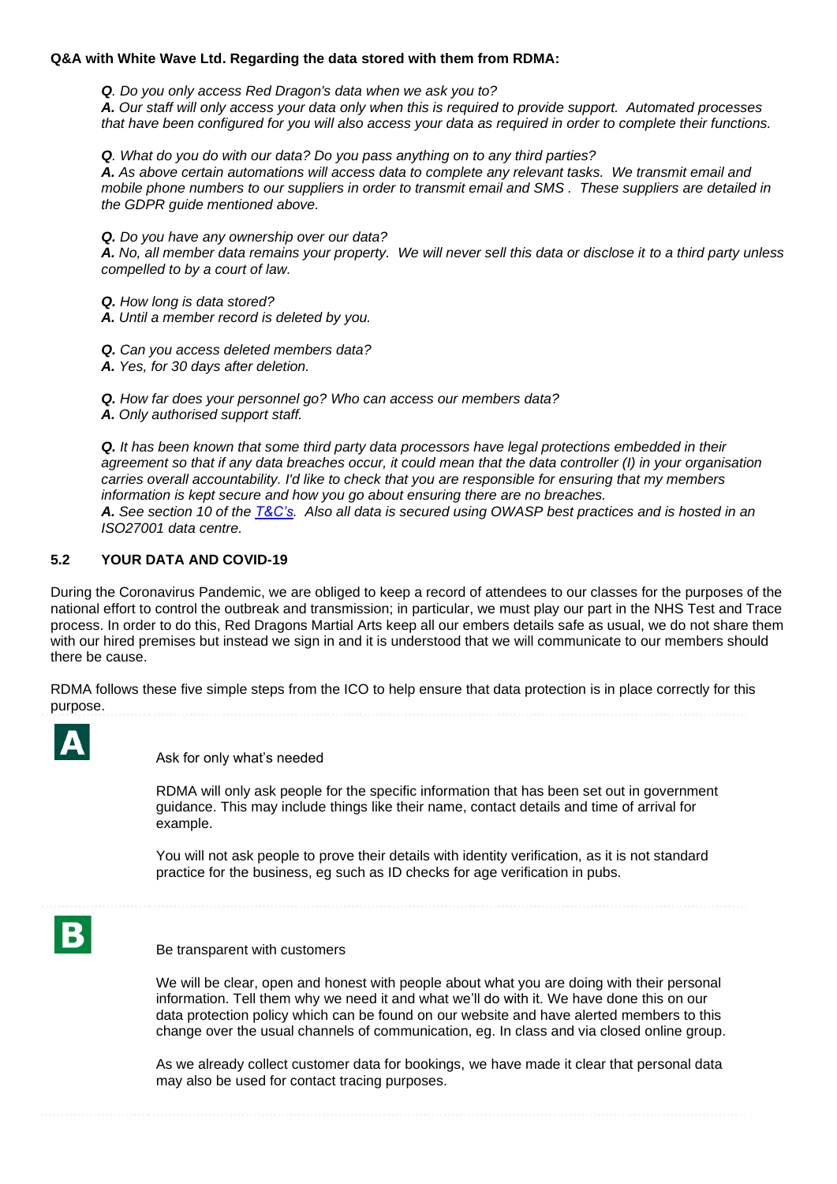**Q&A with White Wave Ltd. Regarding the data stored with them from RDMA:**

***Q**. Do you only access Red Dragon's data when we ask you to?*
***A.** Our staff will only access your data only when this is required to provide support. Automated processes that have been configured for you will also access your data as required in order to complete their functions.*

***Q**. What do you do with our data? Do you pass anything on to any third parties?*
***A.** As above certain automations will access data to complete any relevant tasks. We transmit email and mobile phone numbers to our suppliers in order to transmit email and SMS . These suppliers are detailed in the GDPR guide mentioned above.*

***Q.** Do you have any ownership over our data?*
***A.** No, all member data remains your property. We will never sell this data or disclose it to a third party unless compelled to by a court of law.*

***Q.** How long is data stored?*
***A.** Until a member record is deleted by you.*

***Q.** Can you access deleted members data?*
***A.** Yes, for 30 days after deletion.*

***Q.** How far does your personnel go? Who can access our members data?*
***A.** Only authorised support staff.*

***Q.** It has been known that some third party data processors have legal protections embedded in their agreement so that if any data breaches occur, it could mean that the data controller (I) in your organisation carries overall accountability. I'd like to check that you are responsible for ensuring that my members information is kept secure and how you go about ensuring there are no breaches.*
***A.** See section 10 of the [T&C's](). Also all data is secured using OWASP best practices and is hosted in an ISO27001 data centre.*

## 5.2 YOUR DATA AND COVID-19

During the Coronavirus Pandemic, we are obliged to keep a record of attendees to our classes for the purposes of the national effort to control the outbreak and transmission; in particular, we must play our part in the NHS Test and Trace process. In order to do this, Red Dragons Martial Arts keep all our embers details safe as usual, we do not share them with our hired premises but instead we sign in and it is understood that we will communicate to our members should there be cause.

RDMA follows these five simple steps from the ICO to help ensure that data protection is in place correctly for this purpose.

**A**

Ask for only what's needed

RDMA will only ask people for the specific information that has been set out in government guidance. This may include things like their name, contact details and time of arrival for example.

You will not ask people to prove their details with identity verification, as it is not standard practice for the business, eg such as ID checks for age verification in pubs.

**B**

Be transparent with customers

We will be clear, open and honest with people about what you are doing with their personal information. Tell them why we need it and what we'll do with it. We have done this on our data protection policy which can be found on our website and have alerted members to this change over the usual channels of communication, eg. In class and via closed online group.

As we already collect customer data for bookings, we have made it clear that personal data may also be used for contact tracing purposes.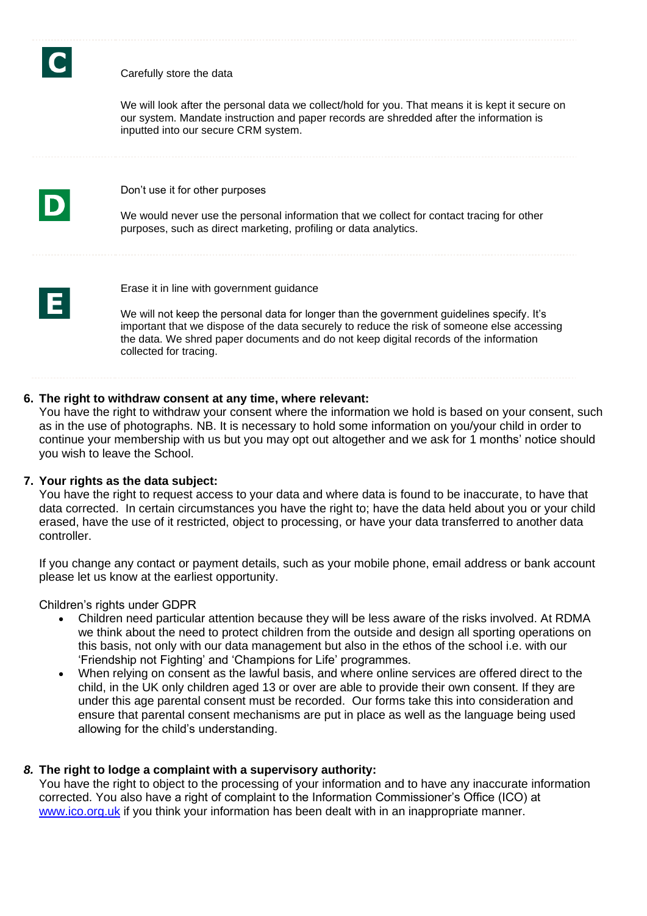**C**

Carefully store the data

We will look after the personal data we collect/hold for you. That means it is kept it secure on our system. Mandate instruction and paper records are shredded after the information is inputted into our secure CRM system.

**D**

Don't use it for other purposes

We would never use the personal information that we collect for contact tracing for other purposes, such as direct marketing, profiling or data analytics.

**E**

Erase it in line with government guidance

We will not keep the personal data for longer than the government guidelines specify. It's important that we dispose of the data securely to reduce the risk of someone else accessing the data. We shred paper documents and do not keep digital records of the information collected for tracing.

**6. The right to withdraw consent at any time, where relevant:**

You have the right to withdraw your consent where the information we hold is based on your consent, such as in the use of photographs. NB. It is necessary to hold some information on you/your child in order to continue your membership with us but you may opt out altogether and we ask for 1 months' notice should you wish to leave the School.

**7. Your rights as the data subject:**

You have the right to request access to your data and where data is found to be inaccurate, to have that data corrected. In certain circumstances you have the right to; have the data held about you or your child erased, have the use of it restricted, object to processing, or have your data transferred to another data controller.

If you change any contact or payment details, such as your mobile phone, email address or bank account please let us know at the earliest opportunity.

Children's rights under GDPR

- Children need particular attention because they will be less aware of the risks involved. At RDMA we think about the need to protect children from the outside and design all sporting operations on this basis, not only with our data management but also in the ethos of the school i.e. with our 'Friendship not Fighting' and 'Champions for Life' programmes.
- When relying on consent as the lawful basis, and where online services are offered direct to the child, in the UK only children aged 13 or over are able to provide their own consent. If they are under this age parental consent must be recorded. Our forms take this into consideration and ensure that parental consent mechanisms are put in place as well as the language being used allowing for the child's understanding.

***8.* The right to lodge a complaint with a supervisory authority:**

You have the right to object to the processing of your information and to have any inaccurate information corrected. You also have a right of complaint to the Information Commissioner's Office (ICO) at [www.ico.org.uk](http://www.ico.org.uk) if you think your information has been dealt with in an inappropriate manner.